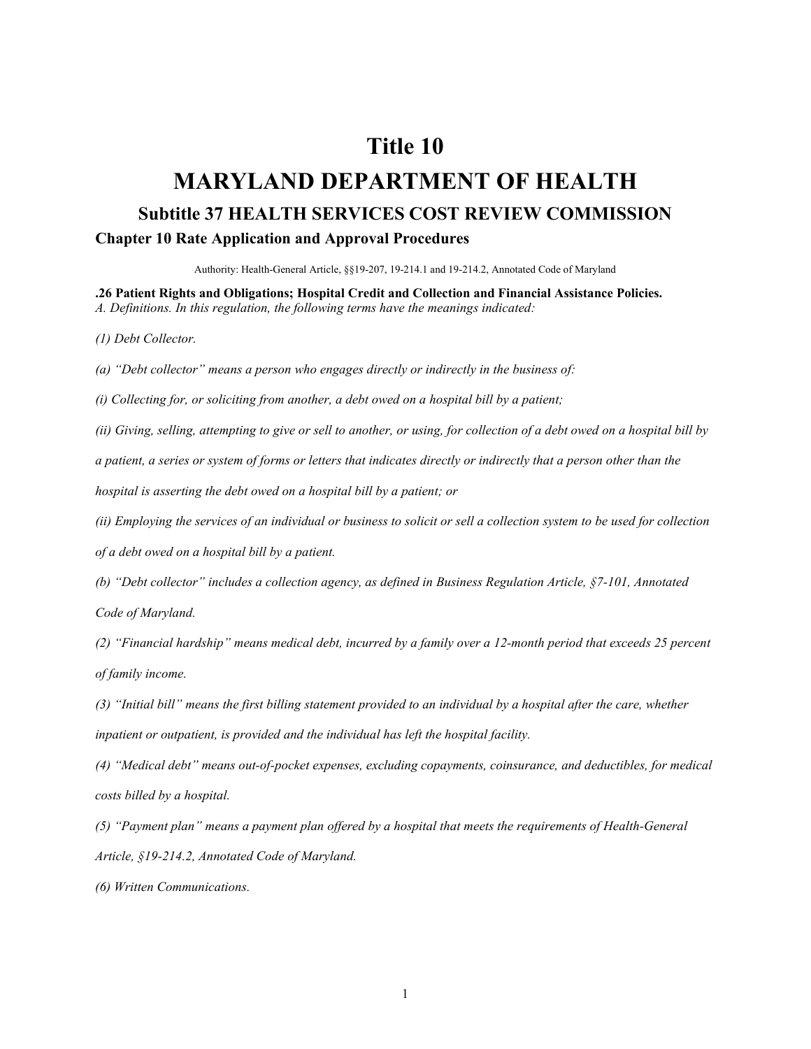# Title 10

# MARYLAND DEPARTMENT OF HEALTH

## Subtitle 37 HEALTH SERVICES COST REVIEW COMMISSION

### Chapter 10 Rate Application and Approval Procedures

Authority: Health-General Article, §§19-207, 19-214.1 and 19-214.2, Annotated Code of Maryland

**.26 Patient Rights and Obligations; Hospital Credit and Collection and Financial Assistance Policies.**

*A. Definitions. In this regulation, the following terms have the meanings indicated:*

*(1) Debt Collector.*

*(a) "Debt collector" means a person who engages directly or indirectly in the business of:*

*(i) Collecting for, or soliciting from another, a debt owed on a hospital bill by a patient;*

*(ii) Giving, selling, attempting to give or sell to another, or using, for collection of a debt owed on a hospital bill by a patient, a series or system of forms or letters that indicates directly or indirectly that a person other than the hospital is asserting the debt owed on a hospital bill by a patient; or*

*(ii) Employing the services of an individual or business to solicit or sell a collection system to be used for collection of a debt owed on a hospital bill by a patient.*

*(b) "Debt collector" includes a collection agency, as defined in Business Regulation Article, §7-101, Annotated Code of Maryland.*

*(2) "Financial hardship" means medical debt, incurred by a family over a 12-month period that exceeds 25 percent of family income.*

*(3) "Initial bill" means the first billing statement provided to an individual by a hospital after the care, whether inpatient or outpatient, is provided and the individual has left the hospital facility.*

*(4) "Medical debt" means out-of-pocket expenses, excluding copayments, coinsurance, and deductibles, for medical costs billed by a hospital.*

*(5) "Payment plan" means a payment plan offered by a hospital that meets the requirements of Health-General Article, §19-214.2, Annotated Code of Maryland.*

*(6) Written Communications.*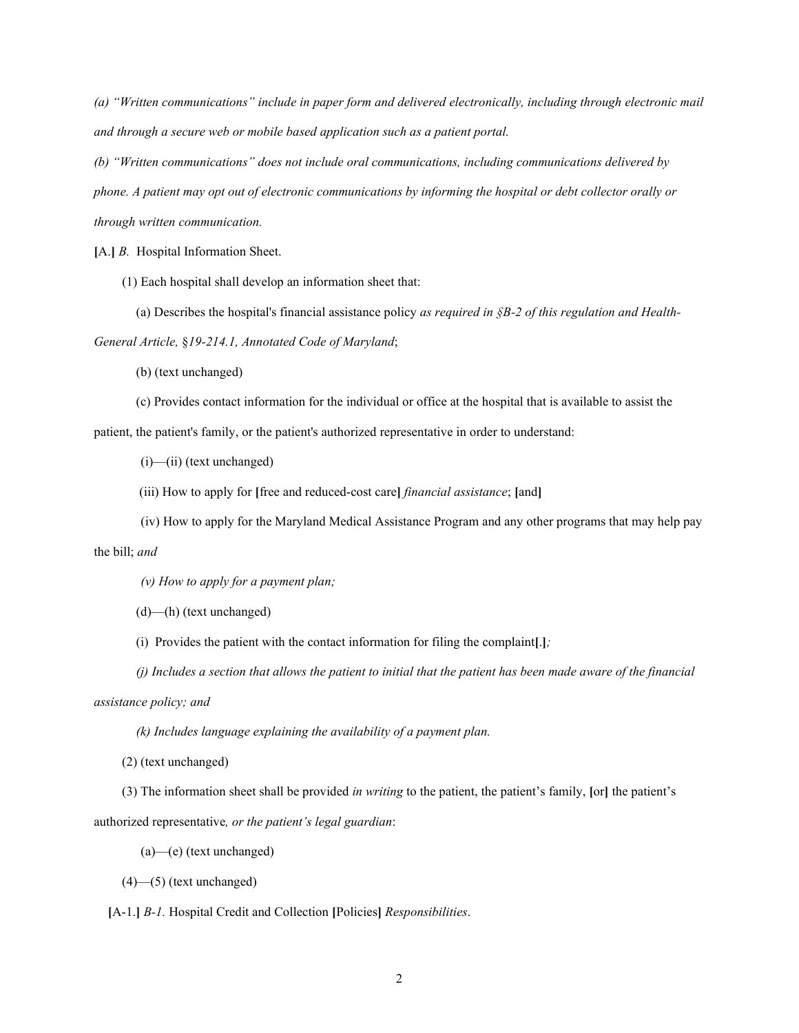*(a) "Written communications" include in paper form and delivered electronically, including through electronic mail and through a secure web or mobile based application such as a patient portal.*

*(b) "Written communications" does not include oral communications, including communications delivered by phone. A patient may opt out of electronic communications by informing the hospital or debt collector orally or through written communication.*

**[**A.**]** *B.* Hospital Information Sheet.

(1) Each hospital shall develop an information sheet that:

(a) Describes the hospital's financial assistance policy *as required in §B-2 of this regulation and Health-General Article, §19-214.1, Annotated Code of Maryland*;

(b) (text unchanged)

(c) Provides contact information for the individual or office at the hospital that is available to assist the patient, the patient's family, or the patient's authorized representative in order to understand:

(i)—(ii) (text unchanged)

(iii) How to apply for **[**free and reduced-cost care**]** *financial assistance*; **[**and**]**

(iv) How to apply for the Maryland Medical Assistance Program and any other programs that may help pay the bill; *and*

*(v) How to apply for a payment plan;*

(d)—(h) (text unchanged)

(i) Provides the patient with the contact information for filing the complaint**[**.**]***;*

*(j) Includes a section that allows the patient to initial that the patient has been made aware of the financial assistance policy; and*

*(k) Includes language explaining the availability of a payment plan.*

(2) (text unchanged)

(3) The information sheet shall be provided *in writing* to the patient, the patient's family, **[**or**]** the patient's authorized representative*, or the patient's legal guardian*:

(a)—(e) (text unchanged)

(4)—(5) (text unchanged)

**[**A-1.**]** *B-1.* Hospital Credit and Collection **[**Policies**]** *Responsibilities*.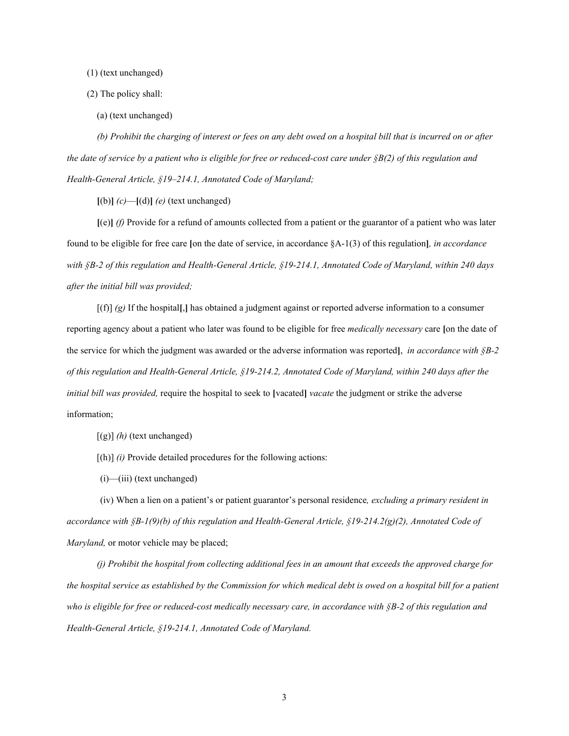(1) (text unchanged)

(2) The policy shall:

(a) (text unchanged)

*(b) Prohibit the charging of interest or fees on any debt owed on a hospital bill that is incurred on or after the date of service by a patient who is eligible for free or reduced-cost care under §B(2) of this regulation and Health-General Article, §19–214.1, Annotated Code of Maryland;*

**[**(b)**]** *(c)*—**[**(d)**]** *(e)* (text unchanged)

**[**(e)**]** *(f)* Provide for a refund of amounts collected from a patient or the guarantor of a patient who was later found to be eligible for free care **[**on the date of service, in accordance §A-1(3) of this regulation**]***, in accordance with §B-2 of this regulation and Health-General Article, §19-214.1, Annotated Code of Maryland, within 240 days after the initial bill was provided;*

[(f)] *(g)* If the hospital**[**,**]** has obtained a judgment against or reported adverse information to a consumer reporting agency about a patient who later was found to be eligible for free *medically necessary* care **[**on the date of the service for which the judgment was awarded or the adverse information was reported**]**, *in accordance with §B-2 of this regulation and Health-General Article, §19-214.2, Annotated Code of Maryland, within 240 days after the initial bill was provided,* require the hospital to seek to **[**vacated**]** *vacate* the judgment or strike the adverse information;

[(g)] *(h)* (text unchanged)

[(h)] *(i)* Provide detailed procedures for the following actions:

(i)—(iii) (text unchanged)

(iv) When a lien on a patient's or patient guarantor's personal residence*, excluding a primary resident in accordance with §B-1(9)(b) of this regulation and Health-General Article, §19-214.2(g)(2), Annotated Code of Maryland,* or motor vehicle may be placed;

*(j) Prohibit the hospital from collecting additional fees in an amount that exceeds the approved charge for the hospital service as established by the Commission for which medical debt is owed on a hospital bill for a patient who is eligible for free or reduced-cost medically necessary care, in accordance with §B-2 of this regulation and Health-General Article, §19-214.1, Annotated Code of Maryland.*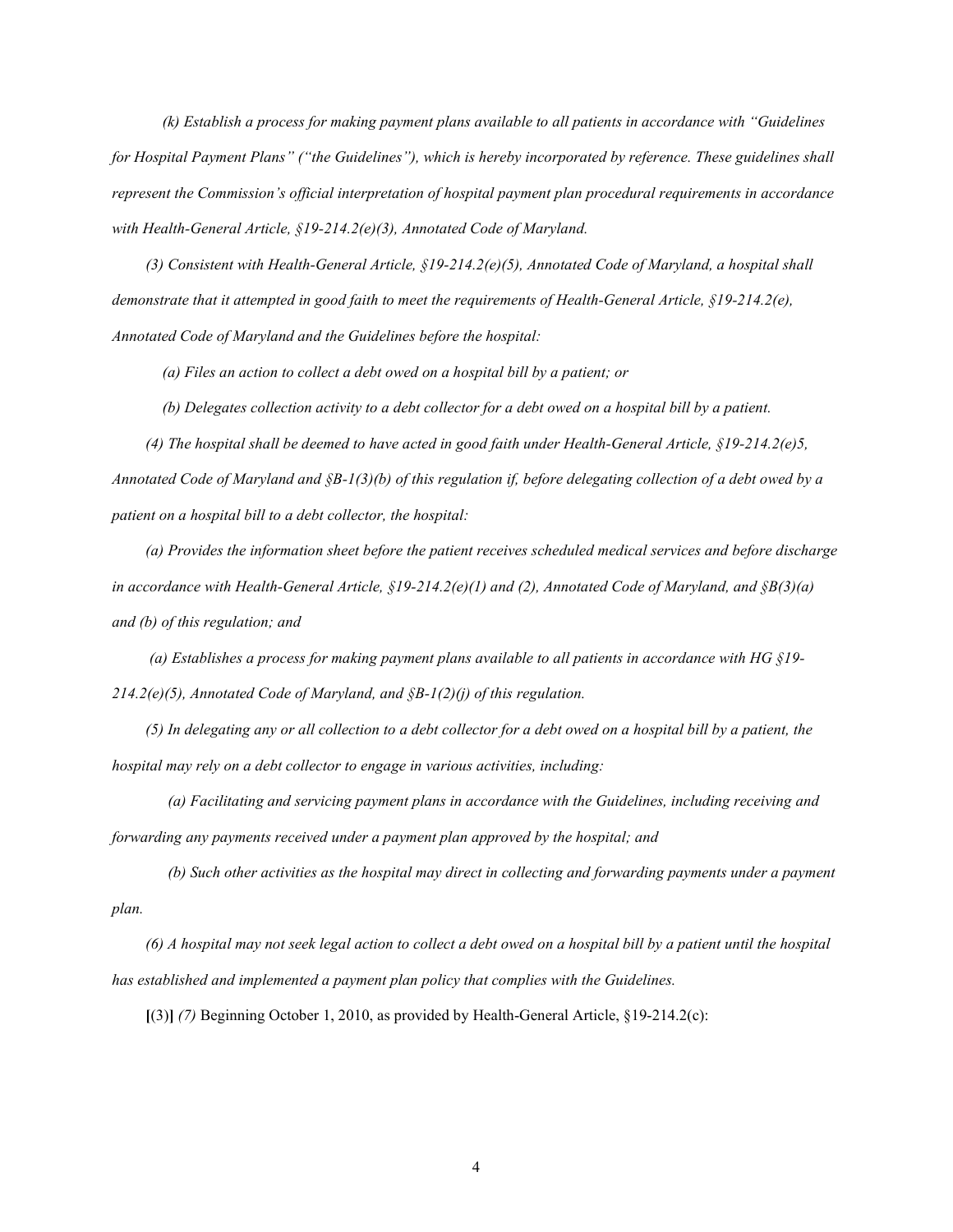*(k) Establish a process for making payment plans available to all patients in accordance with "Guidelines for Hospital Payment Plans" ("the Guidelines"), which is hereby incorporated by reference. These guidelines shall represent the Commission's official interpretation of hospital payment plan procedural requirements in accordance with Health-General Article, §19-214.2(e)(3), Annotated Code of Maryland.*

*(3) Consistent with Health-General Article, §19-214.2(e)(5), Annotated Code of Maryland, a hospital shall demonstrate that it attempted in good faith to meet the requirements of Health-General Article, §19-214.2(e), Annotated Code of Maryland and the Guidelines before the hospital:*

*(a) Files an action to collect a debt owed on a hospital bill by a patient; or*

*(b) Delegates collection activity to a debt collector for a debt owed on a hospital bill by a patient.*

*(4) The hospital shall be deemed to have acted in good faith under Health-General Article, §19-214.2(e)5, Annotated Code of Maryland and §B-1(3)(b) of this regulation if, before delegating collection of a debt owed by a patient on a hospital bill to a debt collector, the hospital:*

*(a) Provides the information sheet before the patient receives scheduled medical services and before discharge in accordance with Health-General Article, §19-214.2(e)(1) and (2), Annotated Code of Maryland, and §B(3)(a) and (b) of this regulation; and*

*(a) Establishes a process for making payment plans available to all patients in accordance with HG §19-214.2(e)(5), Annotated Code of Maryland, and §B-1(2)(j) of this regulation.*

*(5) In delegating any or all collection to a debt collector for a debt owed on a hospital bill by a patient, the hospital may rely on a debt collector to engage in various activities, including:*

*(a) Facilitating and servicing payment plans in accordance with the Guidelines, including receiving and forwarding any payments received under a payment plan approved by the hospital; and*

*(b) Such other activities as the hospital may direct in collecting and forwarding payments under a payment plan.*

*(6) A hospital may not seek legal action to collect a debt owed on a hospital bill by a patient until the hospital has established and implemented a payment plan policy that complies with the Guidelines.*

**[**(3)**]** *(7)* Beginning October 1, 2010, as provided by Health-General Article, §19-214.2(c):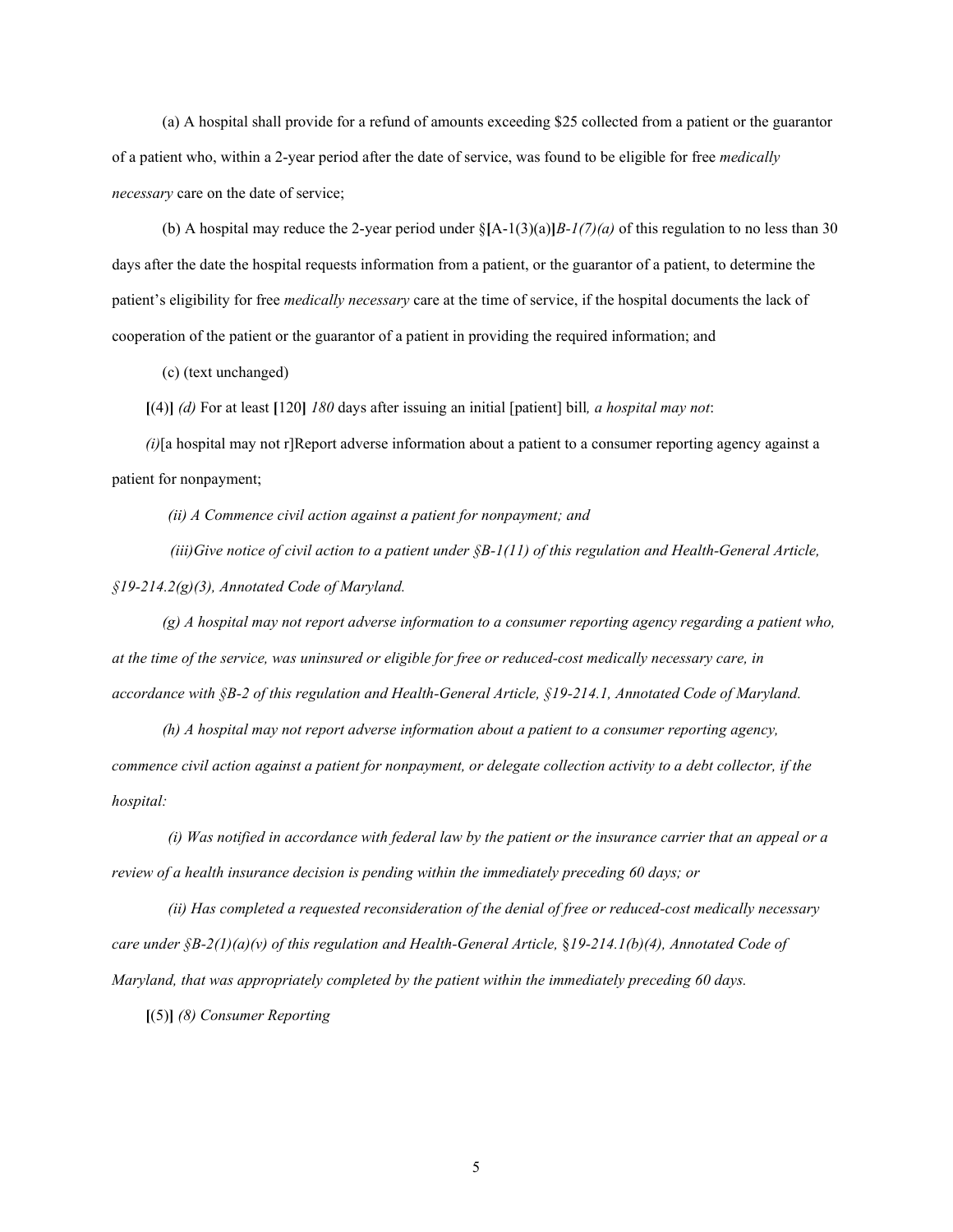(a) A hospital shall provide for a refund of amounts exceeding $25 collected from a patient or the guarantor of a patient who, within a 2-year period after the date of service, was found to be eligible for free *medically necessary* care on the date of service;

(b) A hospital may reduce the 2-year period under §**[**A-1(3)(a)**]***B-1(7)(a)* of this regulation to no less than 30 days after the date the hospital requests information from a patient, or the guarantor of a patient, to determine the patient's eligibility for free *medically necessary* care at the time of service, if the hospital documents the lack of cooperation of the patient or the guarantor of a patient in providing the required information; and

(c) (text unchanged)

**[**(4)**]** *(d)* For at least **[**120**]** *180* days after issuing an initial [patient] bill*, a hospital may not*:

*(i)*[a hospital may not r]Report adverse information about a patient to a consumer reporting agency against a patient for nonpayment;

*(ii) A Commence civil action against a patient for nonpayment; and*

*(iii)Give notice of civil action to a patient under §B-1(11) of this regulation and Health-General Article, §19-214.2(g)(3), Annotated Code of Maryland.*

*(g) A hospital may not report adverse information to a consumer reporting agency regarding a patient who, at the time of the service, was uninsured or eligible for free or reduced-cost medically necessary care, in accordance with §B-2 of this regulation and Health-General Article, §19-214.1, Annotated Code of Maryland.*

*(h) A hospital may not report adverse information about a patient to a consumer reporting agency, commence civil action against a patient for nonpayment, or delegate collection activity to a debt collector, if the hospital:*

*(i) Was notified in accordance with federal law by the patient or the insurance carrier that an appeal or a review of a health insurance decision is pending within the immediately preceding 60 days; or*

*(ii) Has completed a requested reconsideration of the denial of free or reduced-cost medically necessary care under §B-2(1)(a)(v) of this regulation and Health-General Article, §19-214.1(b)(4), Annotated Code of Maryland, that was appropriately completed by the patient within the immediately preceding 60 days.*

**[**(5)**]** *(8) Consumer Reporting*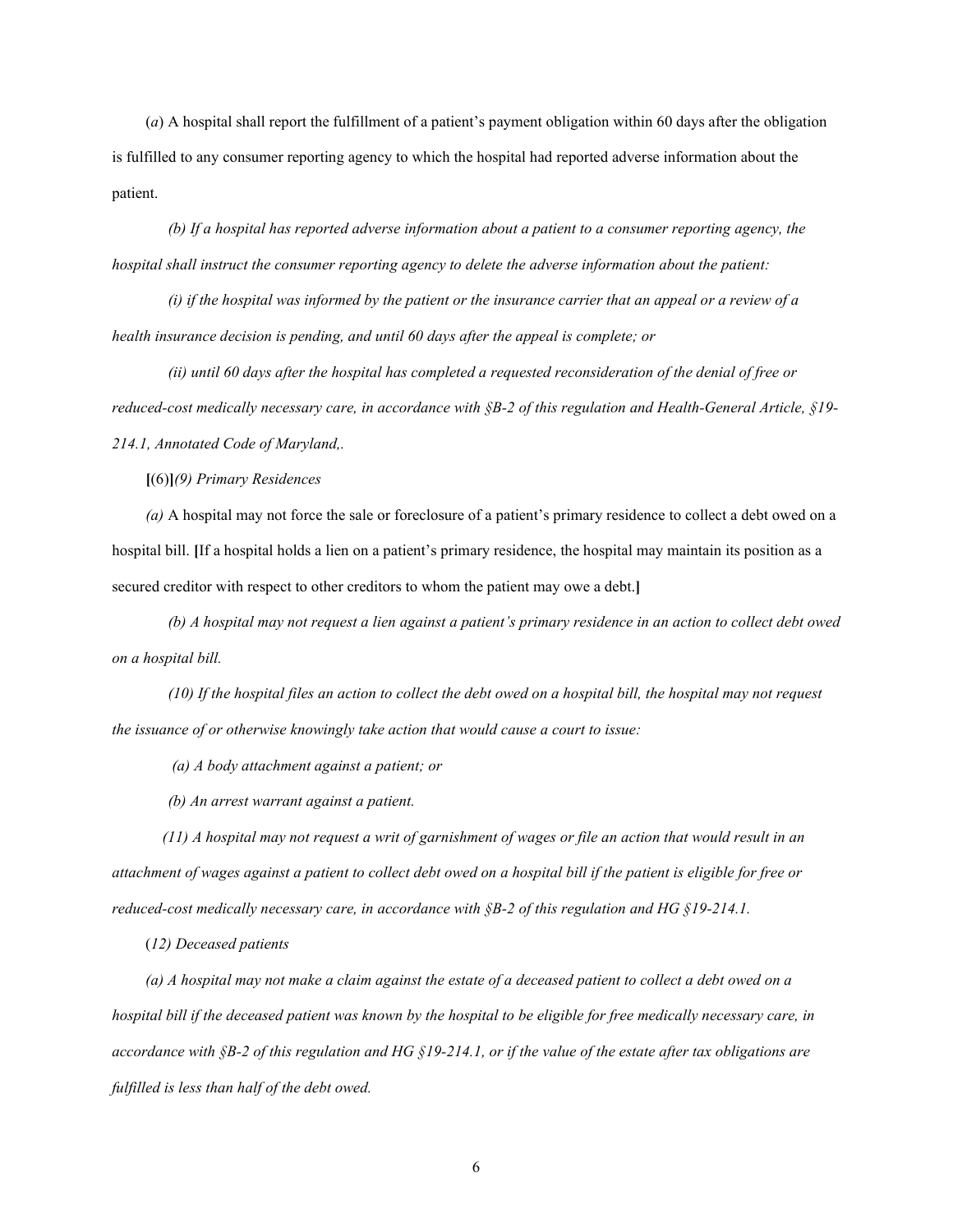(*a*) A hospital shall report the fulfillment of a patient's payment obligation within 60 days after the obligation is fulfilled to any consumer reporting agency to which the hospital had reported adverse information about the patient.

*(b) If a hospital has reported adverse information about a patient to a consumer reporting agency, the hospital shall instruct the consumer reporting agency to delete the adverse information about the patient:*

*(i) if the hospital was informed by the patient or the insurance carrier that an appeal or a review of a health insurance decision is pending, and until 60 days after the appeal is complete; or*

*(ii) until 60 days after the hospital has completed a requested reconsideration of the denial of free or reduced-cost medically necessary care, in accordance with §B-2 of this regulation and Health-General Article, §19-214.1, Annotated Code of Maryland,.*

**[**(6)**]***(9) Primary Residences*

*(a)* A hospital may not force the sale or foreclosure of a patient's primary residence to collect a debt owed on a hospital bill. **[**If a hospital holds a lien on a patient's primary residence, the hospital may maintain its position as a secured creditor with respect to other creditors to whom the patient may owe a debt.**]**

*(b) A hospital may not request a lien against a patient's primary residence in an action to collect debt owed on a hospital bill.*

*(10) If the hospital files an action to collect the debt owed on a hospital bill, the hospital may not request the issuance of or otherwise knowingly take action that would cause a court to issue:*

*(a) A body attachment against a patient; or*

*(b) An arrest warrant against a patient.*

*(11) A hospital may not request a writ of garnishment of wages or file an action that would result in an attachment of wages against a patient to collect debt owed on a hospital bill if the patient is eligible for free or reduced-cost medically necessary care, in accordance with §B-2 of this regulation and HG §19-214.1.*

(*12) Deceased patients*

*(a) A hospital may not make a claim against the estate of a deceased patient to collect a debt owed on a hospital bill if the deceased patient was known by the hospital to be eligible for free medically necessary care, in accordance with §B-2 of this regulation and HG §19-214.1, or if the value of the estate after tax obligations are fulfilled is less than half of the debt owed.*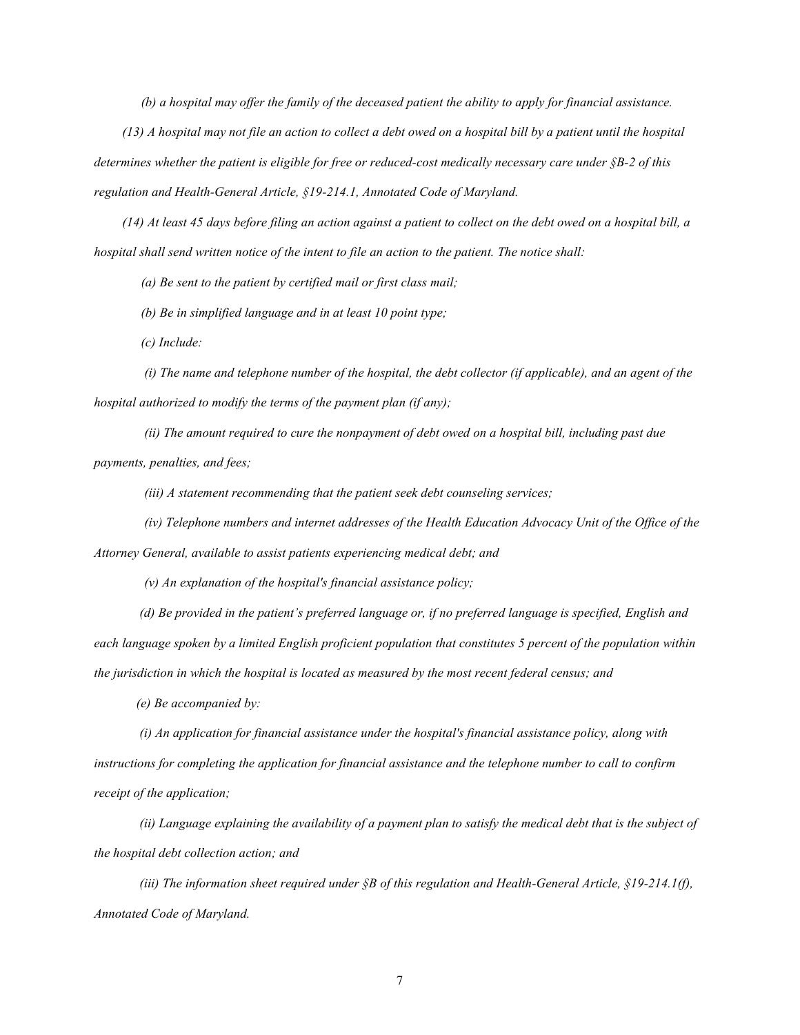*(b) a hospital may offer the family of the deceased patient the ability to apply for financial assistance.*

*(13) A hospital may not file an action to collect a debt owed on a hospital bill by a patient until the hospital determines whether the patient is eligible for free or reduced-cost medically necessary care under §B-2 of this regulation and Health-General Article, §19-214.1, Annotated Code of Maryland.*

*(14) At least 45 days before filing an action against a patient to collect on the debt owed on a hospital bill, a hospital shall send written notice of the intent to file an action to the patient. The notice shall:*

*(a) Be sent to the patient by certified mail or first class mail;*

*(b) Be in simplified language and in at least 10 point type;*

*(c) Include:*

*(i) The name and telephone number of the hospital, the debt collector (if applicable), and an agent of the hospital authorized to modify the terms of the payment plan (if any);*

*(ii) The amount required to cure the nonpayment of debt owed on a hospital bill, including past due payments, penalties, and fees;*

*(iii) A statement recommending that the patient seek debt counseling services;*

*(iv) Telephone numbers and internet addresses of the Health Education Advocacy Unit of the Office of the Attorney General, available to assist patients experiencing medical debt; and*

*(v) An explanation of the hospital's financial assistance policy;*

*(d) Be provided in the patient's preferred language or, if no preferred language is specified, English and each language spoken by a limited English proficient population that constitutes 5 percent of the population within the jurisdiction in which the hospital is located as measured by the most recent federal census; and*

*(e) Be accompanied by:*

*(i) An application for financial assistance under the hospital's financial assistance policy, along with instructions for completing the application for financial assistance and the telephone number to call to confirm receipt of the application;*

*(ii) Language explaining the availability of a payment plan to satisfy the medical debt that is the subject of the hospital debt collection action; and*

*(iii) The information sheet required under §B of this regulation and Health-General Article, §19-214.1(f), Annotated Code of Maryland.*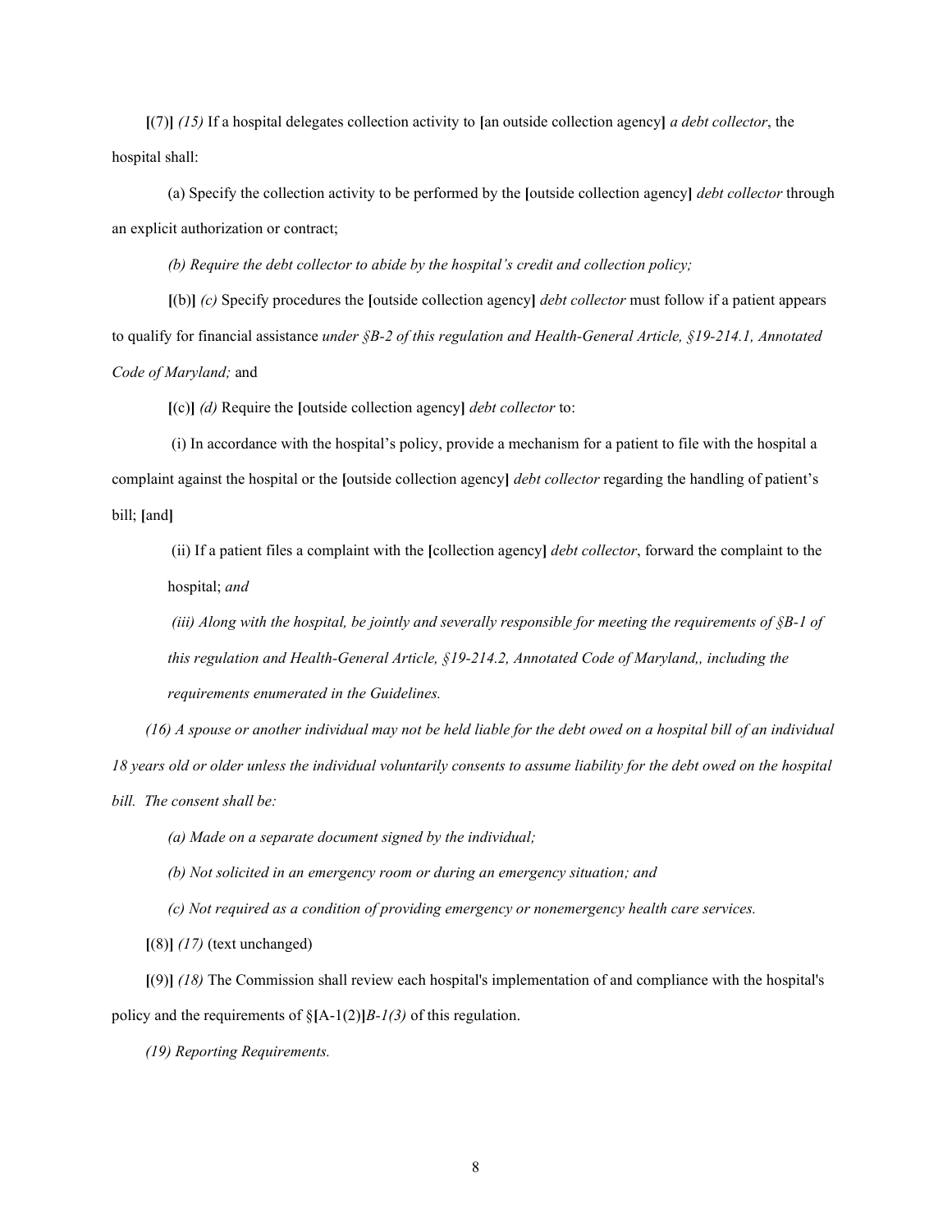**[**(7)**]** *(15)* If a hospital delegates collection activity to **[**an outside collection agency**]** *a debt collector*, the hospital shall:

(a) Specify the collection activity to be performed by the **[**outside collection agency**]** *debt collector* through an explicit authorization or contract;

*(b) Require the debt collector to abide by the hospital's credit and collection policy;*

**[**(b)**]** *(c)* Specify procedures the **[**outside collection agency**]** *debt collector* must follow if a patient appears to qualify for financial assistance *under §B-2 of this regulation and Health-General Article, §19-214.1, Annotated Code of Maryland;* and

**[**(c)**]** *(d)* Require the **[**outside collection agency**]** *debt collector* to:

(i) In accordance with the hospital's policy, provide a mechanism for a patient to file with the hospital a complaint against the hospital or the **[**outside collection agency**]** *debt collector* regarding the handling of patient's bill; **[**and**]**

(ii) If a patient files a complaint with the **[**collection agency**]** *debt collector*, forward the complaint to the hospital; *and*

*(iii) Along with the hospital, be jointly and severally responsible for meeting the requirements of §B-1 of this regulation and Health-General Article, §19-214.2, Annotated Code of Maryland,, including the requirements enumerated in the Guidelines.*

*(16) A spouse or another individual may not be held liable for the debt owed on a hospital bill of an individual 18 years old or older unless the individual voluntarily consents to assume liability for the debt owed on the hospital bill. The consent shall be:*

*(a) Made on a separate document signed by the individual;*

*(b) Not solicited in an emergency room or during an emergency situation; and*

*(c) Not required as a condition of providing emergency or nonemergency health care services.*

**[**(8)**]** *(17)* (text unchanged)

**[**(9)**]** *(18)* The Commission shall review each hospital's implementation of and compliance with the hospital's policy and the requirements of §**[**A-1(2)**]***B-1(3)* of this regulation.

*(19) Reporting Requirements.*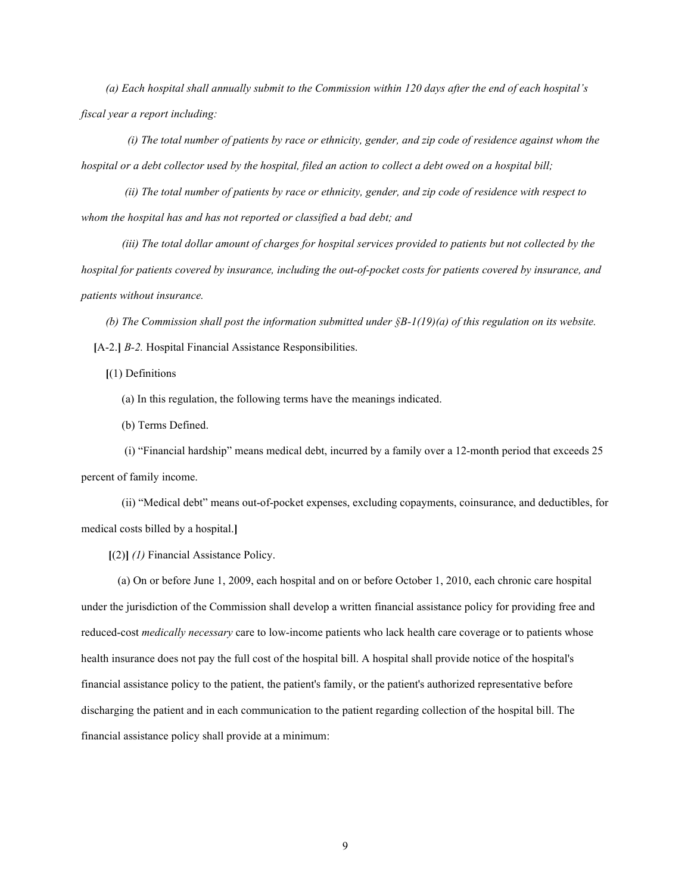*(a) Each hospital shall annually submit to the Commission within 120 days after the end of each hospital's fiscal year a report including:*

*(i) The total number of patients by race or ethnicity, gender, and zip code of residence against whom the hospital or a debt collector used by the hospital, filed an action to collect a debt owed on a hospital bill;*

*(ii) The total number of patients by race or ethnicity, gender, and zip code of residence with respect to whom the hospital has and has not reported or classified a bad debt; and*

*(iii) The total dollar amount of charges for hospital services provided to patients but not collected by the hospital for patients covered by insurance, including the out-of-pocket costs for patients covered by insurance, and patients without insurance.*

*(b) The Commission shall post the information submitted under §B-1(19)(a) of this regulation on its website.*

**[**A-2.**]** *B-2.* Hospital Financial Assistance Responsibilities.

**[**(1) Definitions

(a) In this regulation, the following terms have the meanings indicated.

(b) Terms Defined.

(i) "Financial hardship" means medical debt, incurred by a family over a 12-month period that exceeds 25 percent of family income.

(ii) "Medical debt" means out-of-pocket expenses, excluding copayments, coinsurance, and deductibles, for medical costs billed by a hospital.**]**

**[**(2)**]** *(1)* Financial Assistance Policy.

(a) On or before June 1, 2009, each hospital and on or before October 1, 2010, each chronic care hospital under the jurisdiction of the Commission shall develop a written financial assistance policy for providing free and reduced-cost *medically necessary* care to low-income patients who lack health care coverage or to patients whose health insurance does not pay the full cost of the hospital bill. A hospital shall provide notice of the hospital's financial assistance policy to the patient, the patient's family, or the patient's authorized representative before discharging the patient and in each communication to the patient regarding collection of the hospital bill. The financial assistance policy shall provide at a minimum: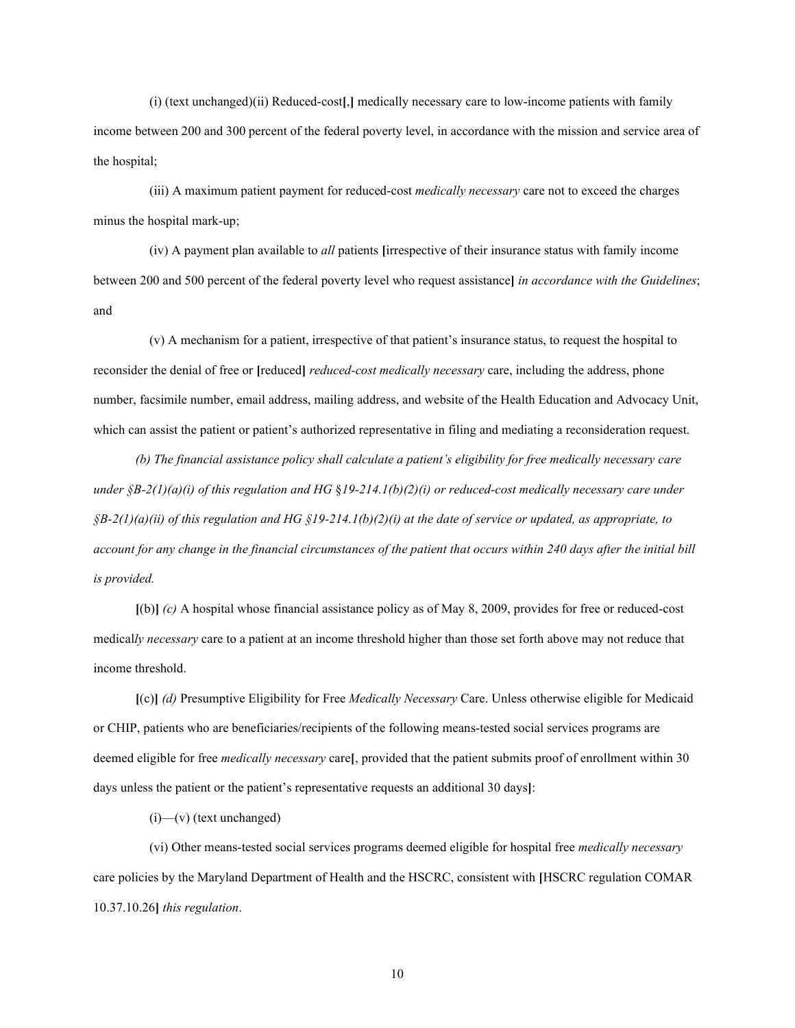(i) (text unchanged)(ii) Reduced-cost**[**,**]** medically necessary care to low-income patients with family income between 200 and 300 percent of the federal poverty level, in accordance with the mission and service area of the hospital;

(iii) A maximum patient payment for reduced-cost *medically necessary* care not to exceed the charges minus the hospital mark-up;

(iv) A payment plan available to *all* patients **[**irrespective of their insurance status with family income between 200 and 500 percent of the federal poverty level who request assistance**]** *in accordance with the Guidelines*; and

(v) A mechanism for a patient, irrespective of that patient's insurance status, to request the hospital to reconsider the denial of free or **[**reduced**]** *reduced-cost medically necessary* care, including the address, phone number, facsimile number, email address, mailing address, and website of the Health Education and Advocacy Unit, which can assist the patient or patient's authorized representative in filing and mediating a reconsideration request.

*(b) The financial assistance policy shall calculate a patient's eligibility for free medically necessary care under §B-2(1)(a)(i) of this regulation and HG §19-214.1(b)(2)(i) or reduced-cost medically necessary care under §B-2(1)(a)(ii) of this regulation and HG §19-214.1(b)(2)(i) at the date of service or updated, as appropriate, to account for any change in the financial circumstances of the patient that occurs within 240 days after the initial bill is provided.*

**[**(b)**]** *(c)* A hospital whose financial assistance policy as of May 8, 2009, provides for free or reduced-cost medical*ly necessary* care to a patient at an income threshold higher than those set forth above may not reduce that income threshold.

**[**(c)**]** *(d)* Presumptive Eligibility for Free *Medically Necessary* Care. Unless otherwise eligible for Medicaid or CHIP, patients who are beneficiaries/recipients of the following means-tested social services programs are deemed eligible for free *medically necessary* care**[**, provided that the patient submits proof of enrollment within 30 days unless the patient or the patient's representative requests an additional 30 days**]**:

(i)—(v) (text unchanged)

(vi) Other means-tested social services programs deemed eligible for hospital free *medically necessary* care policies by the Maryland Department of Health and the HSCRC, consistent with **[**HSCRC regulation COMAR 10.37.10.26**]** *this regulation*.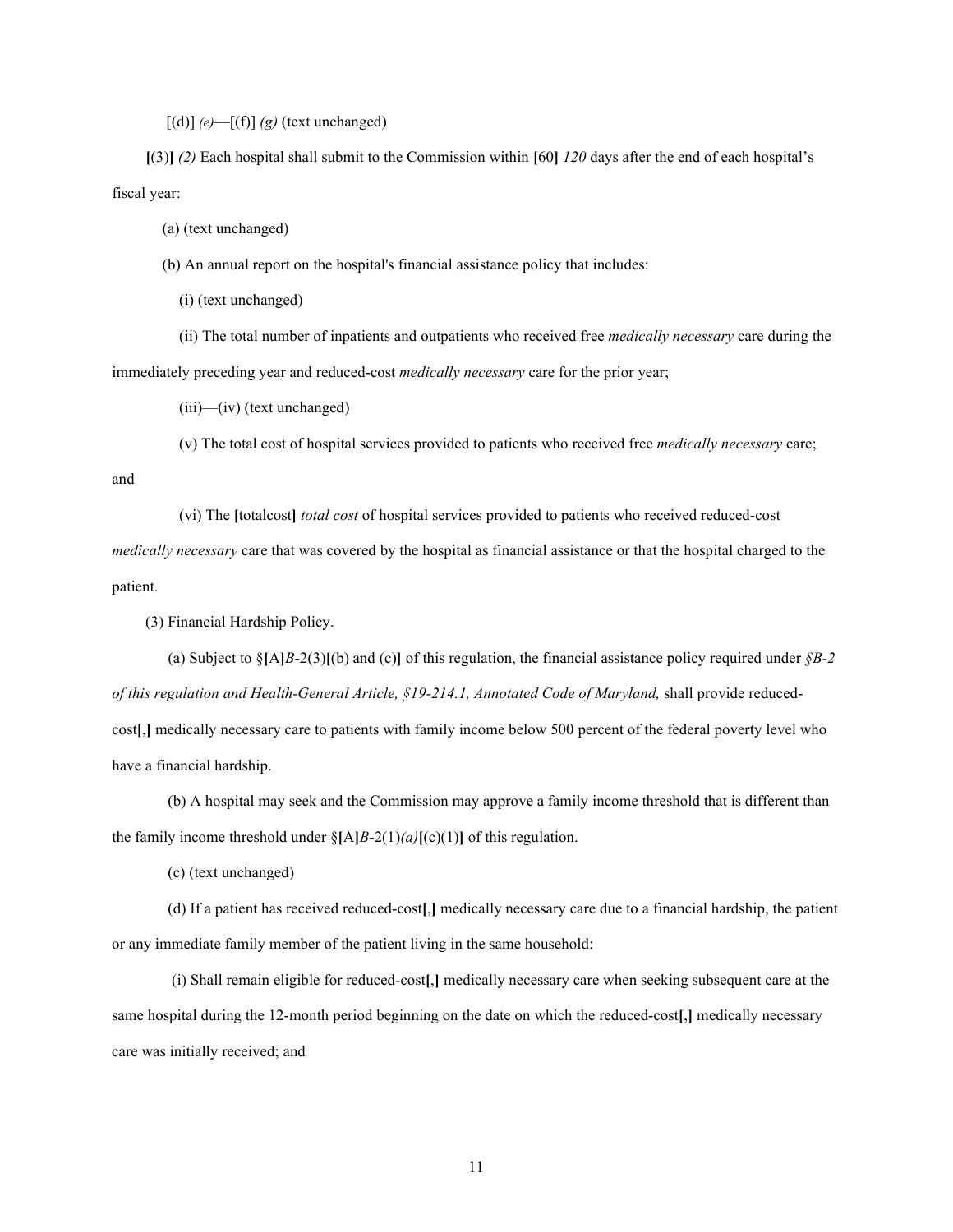[(d)] *(e)*—[(f)] *(g)* (text unchanged)

**[**(3)**]** *(2)* Each hospital shall submit to the Commission within **[**60**]** *120* days after the end of each hospital's fiscal year:

(a) (text unchanged)

(b) An annual report on the hospital's financial assistance policy that includes:

(i) (text unchanged)

(ii) The total number of inpatients and outpatients who received free *medically necessary* care during the immediately preceding year and reduced-cost *medically necessary* care for the prior year;

(iii)—(iv) (text unchanged)

(v) The total cost of hospital services provided to patients who received free *medically necessary* care; and

(vi) The **[**totalcost**]** *total cost* of hospital services provided to patients who received reduced-cost *medically necessary* care that was covered by the hospital as financial assistance or that the hospital charged to the patient.

(3) Financial Hardship Policy.

(a) Subject to §**[**A**]***B*-2(3)**[**(b) and (c)**]** of this regulation, the financial assistance policy required under *§B-2 of this regulation and Health-General Article, §19-214.1, Annotated Code of Maryland,* shall provide reduced-cost**[**,**]** medically necessary care to patients with family income below 500 percent of the federal poverty level who have a financial hardship.

(b) A hospital may seek and the Commission may approve a family income threshold that is different than the family income threshold under §**[**A**]***B*-2(1)*(a)***[**(c)(1)**]** of this regulation.

(c) (text unchanged)

(d) If a patient has received reduced-cost**[**,**]** medically necessary care due to a financial hardship, the patient or any immediate family member of the patient living in the same household:

(i) Shall remain eligible for reduced-cost**[**,**]** medically necessary care when seeking subsequent care at the same hospital during the 12-month period beginning on the date on which the reduced-cost**[**,**]** medically necessary care was initially received; and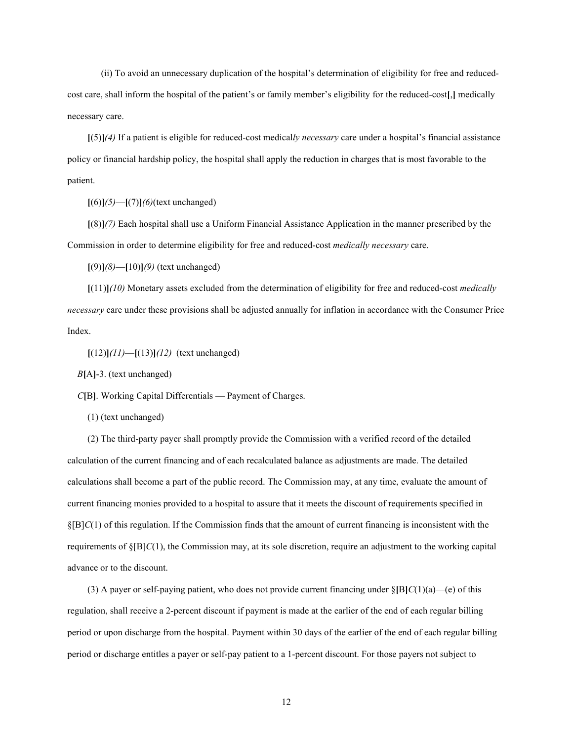(ii) To avoid an unnecessary duplication of the hospital's determination of eligibility for free and reduced-cost care, shall inform the hospital of the patient's or family member's eligibility for the reduced-cost**[**,**]** medically necessary care.

**[**(5)**]***(4)* If a patient is eligible for reduced-cost medical*ly necessary* care under a hospital's financial assistance policy or financial hardship policy, the hospital shall apply the reduction in charges that is most favorable to the patient.

**[**(6)**]***(5)*—**[**(7)**]***(6)*(text unchanged)

**[**(8)**]***(7)* Each hospital shall use a Uniform Financial Assistance Application in the manner prescribed by the Commission in order to determine eligibility for free and reduced-cost *medically necessary* care.

**[**(9)**]***(8)*—**[**10)**]***(9)* (text unchanged)

**[**(11)**]***(10)* Monetary assets excluded from the determination of eligibility for free and reduced-cost *medically necessary* care under these provisions shall be adjusted annually for inflation in accordance with the Consumer Price Index.

**[**(12)**]***(11)*—**[**(13)**]***(12)* (text unchanged)

*B***[**A**]**-3. (text unchanged)

*C***[**B**]**. Working Capital Differentials — Payment of Charges.

(1) (text unchanged)

(2) The third-party payer shall promptly provide the Commission with a verified record of the detailed calculation of the current financing and of each recalculated balance as adjustments are made. The detailed calculations shall become a part of the public record. The Commission may, at any time, evaluate the amount of current financing monies provided to a hospital to assure that it meets the discount of requirements specified in §[B]*C*(1) of this regulation. If the Commission finds that the amount of current financing is inconsistent with the requirements of §[B]*C*(1), the Commission may, at its sole discretion, require an adjustment to the working capital advance or to the discount.

(3) A payer or self-paying patient, who does not provide current financing under §**[**B**]***C*(1)(a)—(e) of this regulation, shall receive a 2-percent discount if payment is made at the earlier of the end of each regular billing period or upon discharge from the hospital. Payment within 30 days of the earlier of the end of each regular billing period or discharge entitles a payer or self-pay patient to a 1-percent discount. For those payers not subject to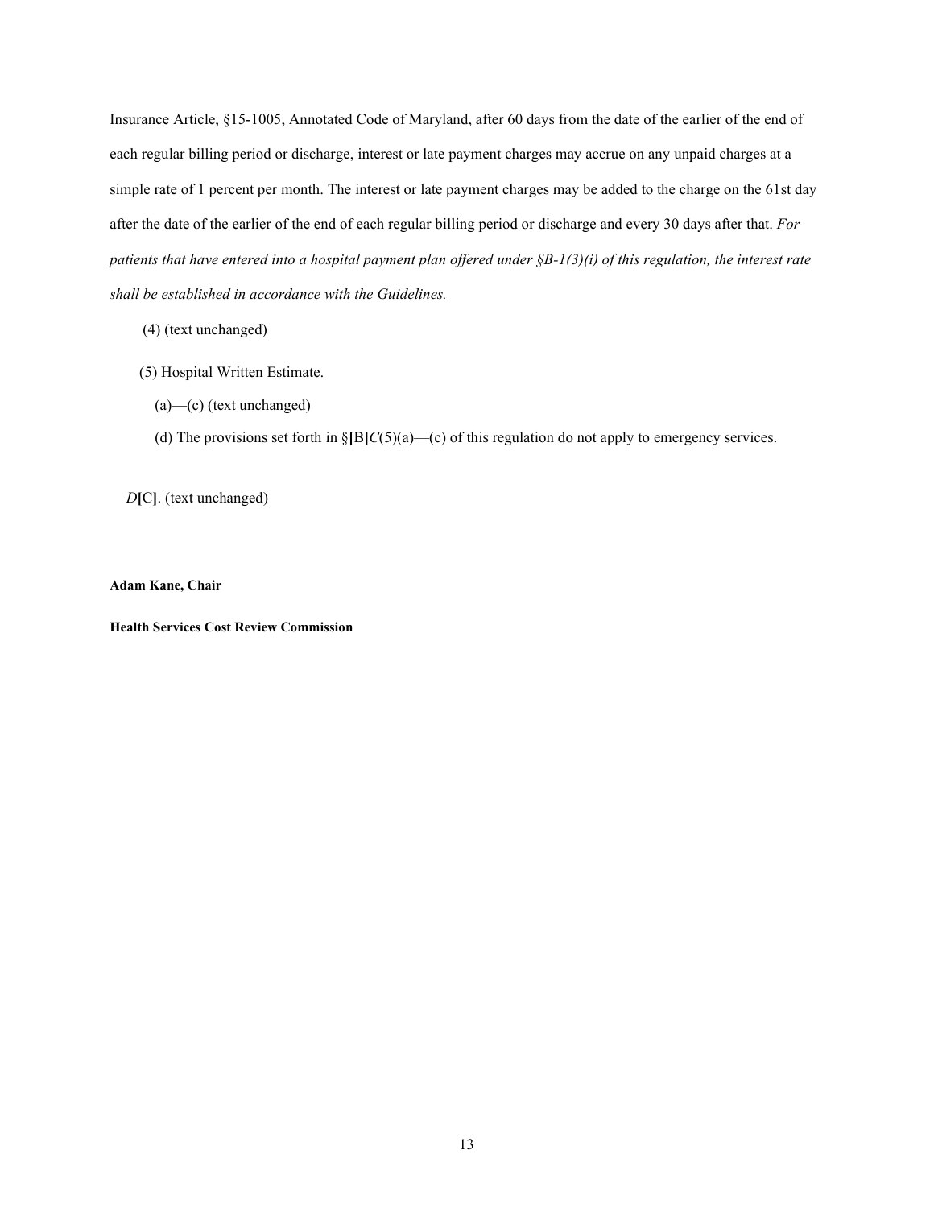Insurance Article, §15-1005, Annotated Code of Maryland, after 60 days from the date of the earlier of the end of each regular billing period or discharge, interest or late payment charges may accrue on any unpaid charges at a simple rate of 1 percent per month. The interest or late payment charges may be added to the charge on the 61st day after the date of the earlier of the end of each regular billing period or discharge and every 30 days after that. *For patients that have entered into a hospital payment plan offered under §B-1(3)(i) of this regulation, the interest rate shall be established in accordance with the Guidelines.*

(4) (text unchanged)

(5) Hospital Written Estimate.

(a)—(c) (text unchanged)

(d) The provisions set forth in §**[**B**]***C*(5)(a)—(c) of this regulation do not apply to emergency services.

*D***[**C**]**. (text unchanged)

**Adam Kane, Chair**

**Health Services Cost Review Commission**